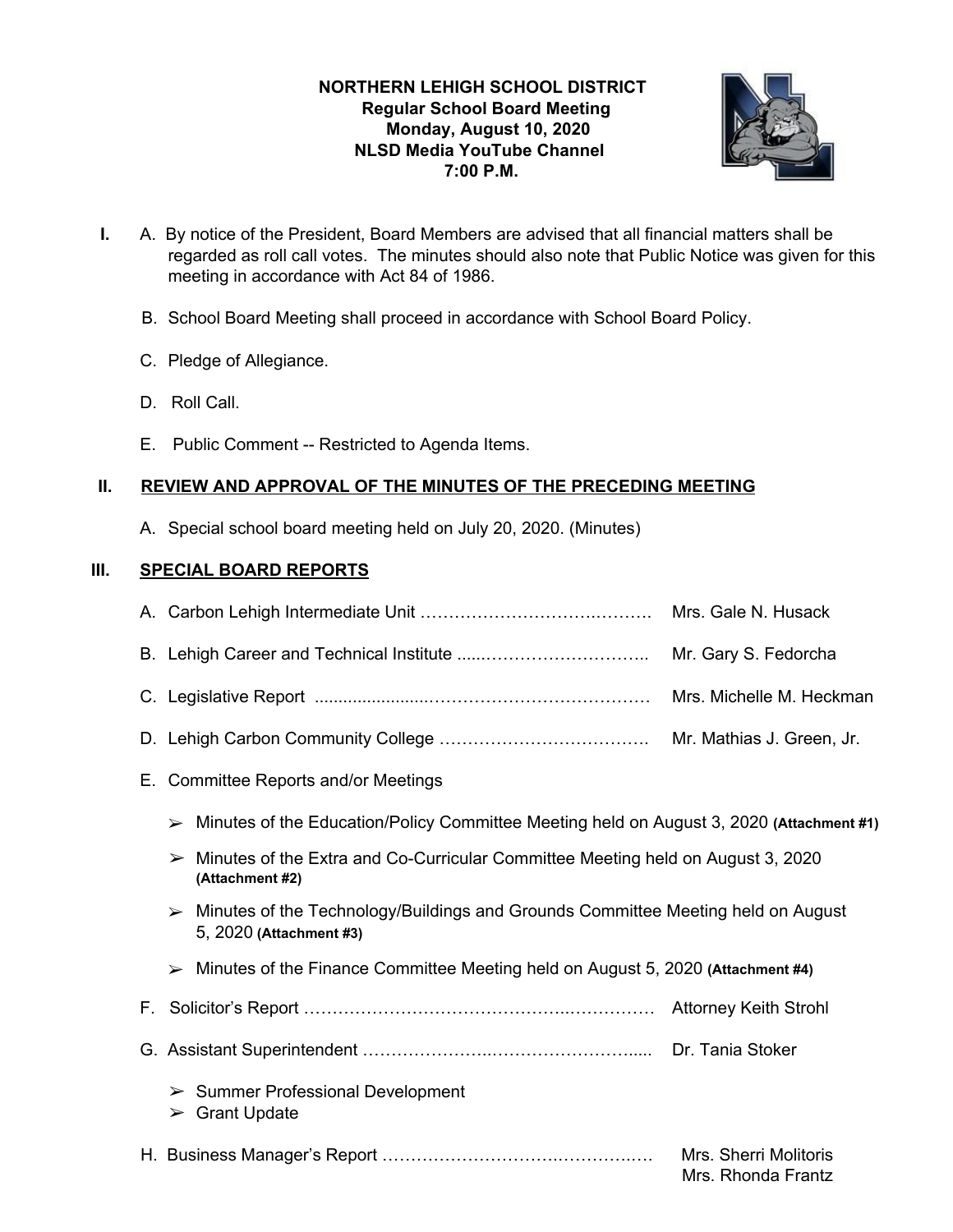**NORTHERN LEHIGH SCHOOL DISTRICT**
**Regular School Board Meeting**
**Monday, August 10, 2020**
**NLSD Media YouTube Channel**
**7:00 P.M.**

**I.** A. By notice of the President, Board Members are advised that all financial matters shall be regarded as roll call votes. The minutes should also note that Public Notice was given for this meeting in accordance with Act 84 of 1986.

B. School Board Meeting shall proceed in accordance with School Board Policy.

C. Pledge of Allegiance.

D. Roll Call.

E. Public Comment -- Restricted to Agenda Items.

## II. REVIEW AND APPROVAL OF THE MINUTES OF THE PRECEDING MEETING

A. Special school board meeting held on July 20, 2020. (Minutes)

## III. SPECIAL BOARD REPORTS

A. Carbon Lehigh Intermediate Unit ……………………………….………. Mrs. Gale N. Husack

B. Lehigh Career and Technical Institute .....………………………….. Mr. Gary S. Fedorcha

C. Legislative Report .......................………………………………… Mrs. Michelle M. Heckman

D. Lehigh Carbon Community College ………………………………. Mr. Mathias J. Green, Jr.

E. Committee Reports and/or Meetings

- Minutes of the Education/Policy Committee Meeting held on August 3, 2020 **(Attachment #1)**
- Minutes of the Extra and Co-Curricular Committee Meeting held on August 3, 2020 **(Attachment #2)**
- Minutes of the Technology/Buildings and Grounds Committee Meeting held on August 5, 2020 **(Attachment #3)**
- Minutes of the Finance Committee Meeting held on August 5, 2020 **(Attachment #4)**

F. Solicitor's Report ……………………………………..…………… Attorney Keith Strohl

G. Assistant Superintendent ………………….………………….... Dr. Tania Stoker

- Summer Professional Development
- Grant Update

H. Business Manager's Report ………………………….…………..…. Mrs. Sherri Molitoris
Mrs. Rhonda Frantz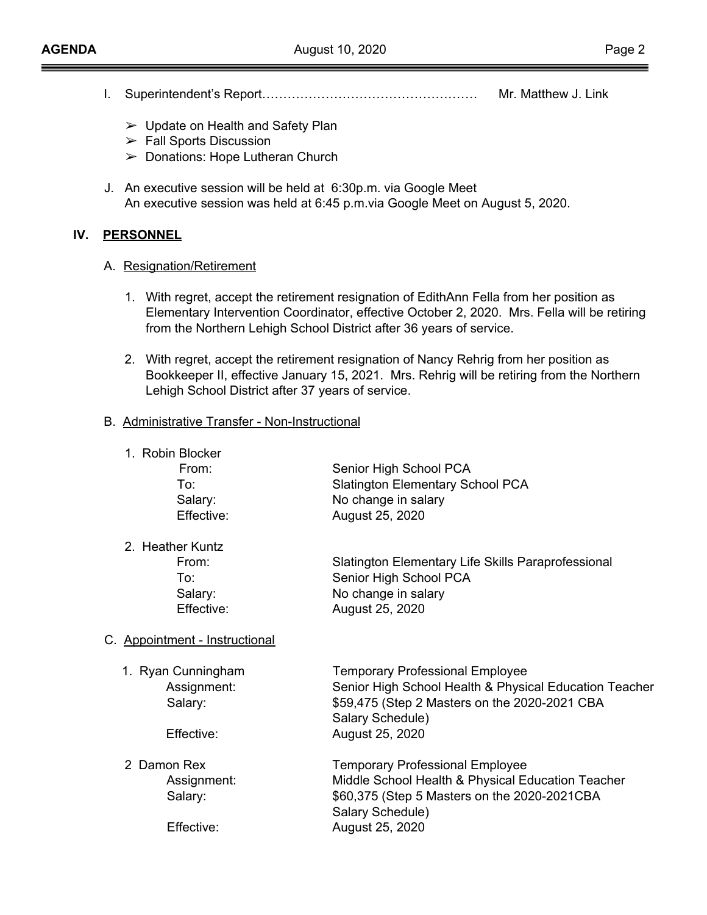I. Superintendent's Report…………………………………………… Mr. Matthew J. Link

- ➢ Update on Health and Safety Plan
- ➢ Fall Sports Discussion
- ➢ Donations: Hope Lutheran Church

J. An executive session will be held at 6:30p.m. via Google Meet
An executive session was held at 6:45 p.m.via Google Meet on August 5, 2020.

## IV. PERSONNEL

A. Resignation/Retirement

1. With regret, accept the retirement resignation of EdithAnn Fella from her position as Elementary Intervention Coordinator, effective October 2, 2020. Mrs. Fella will be retiring from the Northern Lehigh School District after 36 years of service.

2. With regret, accept the retirement resignation of Nancy Rehrig from her position as Bookkeeper II, effective January 15, 2021. Mrs. Rehrig will be retiring from the Northern Lehigh School District after 37 years of service.

B. Administrative Transfer - Non-Instructional

1. Robin Blocker
   - From: Senior High School PCA
   - To: Slatington Elementary School PCA
   - Salary: No change in salary
   - Effective: August 25, 2020

2. Heather Kuntz
   - From: Slatington Elementary Life Skills Paraprofessional
   - To: Senior High School PCA
   - Salary: No change in salary
   - Effective: August 25, 2020

C. Appointment - Instructional

1. Ryan Cunningham — Temporary Professional Employee
   - Assignment: Senior High School Health & Physical Education Teacher
   - Salary: $59,475 (Step 2 Masters on the 2020-2021 CBA Salary Schedule)
   - Effective: August 25, 2020

2 Damon Rex — Temporary Professional Employee
   - Assignment: Middle School Health & Physical Education Teacher
   - Salary: $60,375 (Step 5 Masters on the 2020-2021CBA Salary Schedule)
   - Effective: August 25, 2020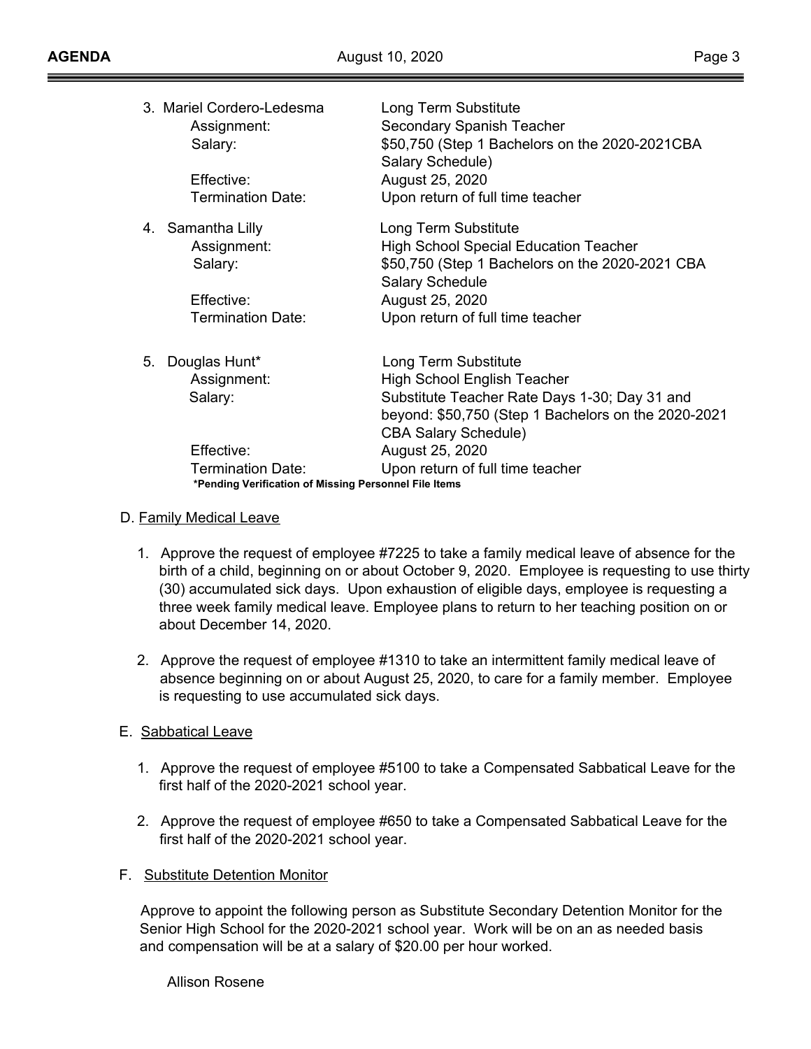3. Mariel Cordero-Ledesma — Long Term Substitute
   - Assignment: Secondary Spanish Teacher
   - Salary: $50,750 (Step 1 Bachelors on the 2020-2021CBA Salary Schedule)
   - Effective: August 25, 2020
   - Termination Date: Upon return of full time teacher

4. Samantha Lilly — Long Term Substitute
   - Assignment: High School Special Education Teacher
   - Salary: $50,750 (Step 1 Bachelors on the 2020-2021 CBA Salary Schedule
   - Effective: August 25, 2020
   - Termination Date: Upon return of full time teacher

5. Douglas Hunt* — Long Term Substitute
   - Assignment: High School English Teacher
   - Salary: Substitute Teacher Rate Days 1-30; Day 31 and beyond: $50,750 (Step 1 Bachelors on the 2020-2021 CBA Salary Schedule)
   - Effective: August 25, 2020
   - Termination Date: Upon return of full time teacher

**\*Pending Verification of Missing Personnel File Items**

D. Family Medical Leave

1. Approve the request of employee #7225 to take a family medical leave of absence for the birth of a child, beginning on or about October 9, 2020. Employee is requesting to use thirty (30) accumulated sick days. Upon exhaustion of eligible days, employee is requesting a three week family medical leave. Employee plans to return to her teaching position on or about December 14, 2020.

2. Approve the request of employee #1310 to take an intermittent family medical leave of absence beginning on or about August 25, 2020, to care for a family member. Employee is requesting to use accumulated sick days.

E. Sabbatical Leave

1. Approve the request of employee #5100 to take a Compensated Sabbatical Leave for the first half of the 2020-2021 school year.

2. Approve the request of employee #650 to take a Compensated Sabbatical Leave for the first half of the 2020-2021 school year.

F. Substitute Detention Monitor

Approve to appoint the following person as Substitute Secondary Detention Monitor for the Senior High School for the 2020-2021 school year. Work will be on an as needed basis and compensation will be at a salary of $20.00 per hour worked.

Allison Rosene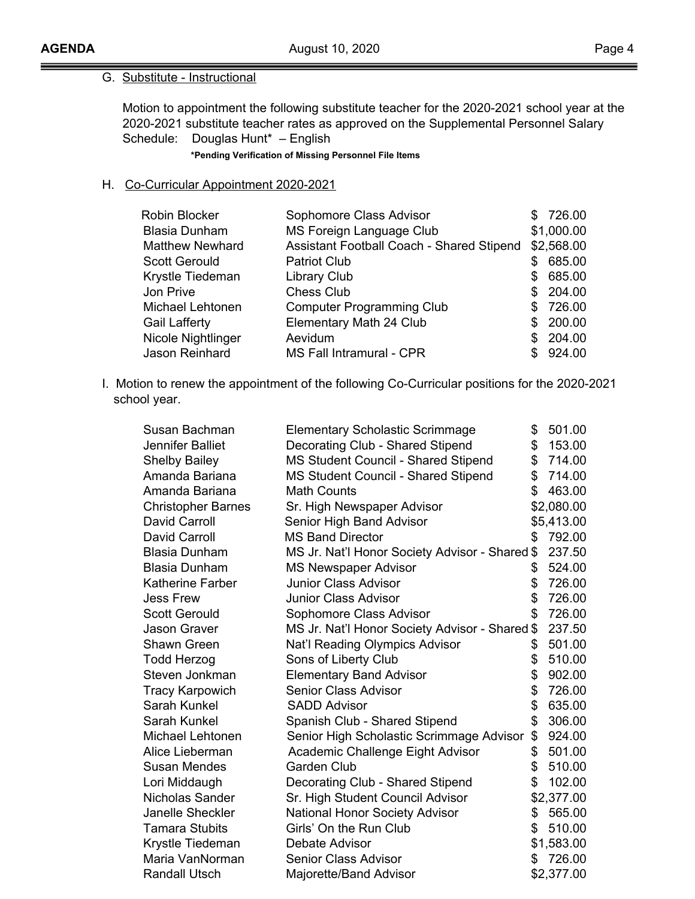G. Substitute - Instructional

Motion to appointment the following substitute teacher for the 2020-2021 school year at the 2020-2021 substitute teacher rates as approved on the Supplemental Personnel Salary Schedule: Douglas Hunt* – English

**\*Pending Verification of Missing Personnel File Items**

H. Co-Curricular Appointment 2020-2021

| | | |
|---|---|---|
| Robin Blocker | Sophomore Class Advisor | $ 726.00 |
| Blasia Dunham | MS Foreign Language Club | $1,000.00 |
| Matthew Newhard | Assistant Football Coach - Shared Stipend | $2,568.00 |
| Scott Gerould | Patriot Club | $ 685.00 |
| Krystle Tiedeman | Library Club | $ 685.00 |
| Jon Prive | Chess Club | $ 204.00 |
| Michael Lehtonen | Computer Programming Club | $ 726.00 |
| Gail Lafferty | Elementary Math 24 Club | $ 200.00 |
| Nicole Nightlinger | Aevidum | $ 204.00 |
| Jason Reinhard | MS Fall Intramural - CPR | $ 924.00 |

I. Motion to renew the appointment of the following Co-Curricular positions for the 2020-2021 school year.

| | | |
|---|---|---|
| Susan Bachman | Elementary Scholastic Scrimmage | $ 501.00 |
| Jennifer Balliet | Decorating Club - Shared Stipend | $ 153.00 |
| Shelby Bailey | MS Student Council - Shared Stipend | $ 714.00 |
| Amanda Bariana | MS Student Council - Shared Stipend | $ 714.00 |
| Amanda Bariana | Math Counts | $ 463.00 |
| Christopher Barnes | Sr. High Newspaper Advisor | $2,080.00 |
| David Carroll | Senior High Band Advisor | $5,413.00 |
| David Carroll | MS Band Director | $ 792.00 |
| Blasia Dunham | MS Jr. Nat'l Honor Society Advisor - Shared | $ 237.50 |
| Blasia Dunham | MS Newspaper Advisor | $ 524.00 |
| Katherine Farber | Junior Class Advisor | $ 726.00 |
| Jess Frew | Junior Class Advisor | $ 726.00 |
| Scott Gerould | Sophomore Class Advisor | $ 726.00 |
| Jason Graver | MS Jr. Nat'l Honor Society Advisor - Shared | $ 237.50 |
| Shawn Green | Nat'l Reading Olympics Advisor | $ 501.00 |
| Todd Herzog | Sons of Liberty Club | $ 510.00 |
| Steven Jonkman | Elementary Band Advisor | $ 902.00 |
| Tracy Karpowich | Senior Class Advisor | $ 726.00 |
| Sarah Kunkel | SADD Advisor | $ 635.00 |
| Sarah Kunkel | Spanish Club - Shared Stipend | $ 306.00 |
| Michael Lehtonen | Senior High Scholastic Scrimmage Advisor | $ 924.00 |
| Alice Lieberman | Academic Challenge Eight Advisor | $ 501.00 |
| Susan Mendes | Garden Club | $ 510.00 |
| Lori Middaugh | Decorating Club - Shared Stipend | $ 102.00 |
| Nicholas Sander | Sr. High Student Council Advisor | $2,377.00 |
| Janelle Sheckler | National Honor Society Advisor | $ 565.00 |
| Tamara Stubits | Girls' On the Run Club | $ 510.00 |
| Krystle Tiedeman | Debate Advisor | $1,583.00 |
| Maria VanNorman | Senior Class Advisor | $ 726.00 |
| Randall Utsch | Majorette/Band Advisor | $2,377.00 |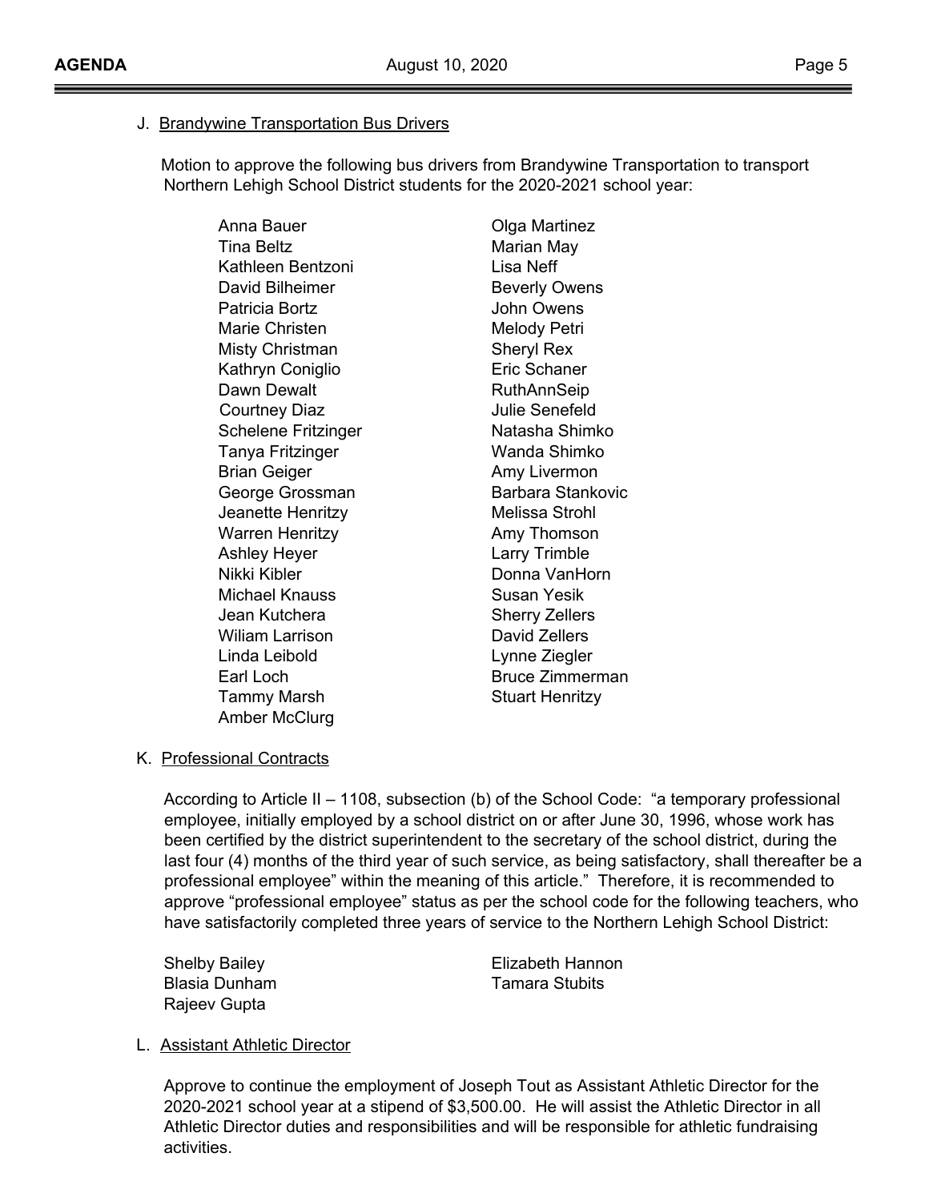J. Brandywine Transportation Bus Drivers

Motion to approve the following bus drivers from Brandywine Transportation to transport Northern Lehigh School District students for the 2020-2021 school year:

Anna Bauer
Tina Beltz
Kathleen Bentzoni
David Bilheimer
Patricia Bortz
Marie Christen
Misty Christman
Kathryn Coniglio
Dawn Dewalt
Courtney Diaz
Schelene Fritzinger
Tanya Fritzinger
Brian Geiger
George Grossman
Jeanette Henritzy
Warren Henritzy
Ashley Heyer
Nikki Kibler
Michael Knauss
Jean Kutchera
Wiliam Larrison
Linda Leibold
Earl Loch
Tammy Marsh
Amber McClurg
Olga Martinez
Marian May
Lisa Neff
Beverly Owens
John Owens
Melody Petri
Sheryl Rex
Eric Schaner
RuthAnnSeip
Julie Senefeld
Natasha Shimko
Wanda Shimko
Amy Livermon
Barbara Stankovic
Melissa Strohl
Amy Thomson
Larry Trimble
Donna VanHorn
Susan Yesik
Sherry Zellers
David Zellers
Lynne Ziegler
Bruce Zimmerman
Stuart Henritzy

K. Professional Contracts

According to Article II – 1108, subsection (b) of the School Code: "a temporary professional employee, initially employed by a school district on or after June 30, 1996, whose work has been certified by the district superintendent to the secretary of the school district, during the last four (4) months of the third year of such service, as being satisfactory, shall thereafter be a professional employee" within the meaning of this article." Therefore, it is recommended to approve "professional employee" status as per the school code for the following teachers, who have satisfactorily completed three years of service to the Northern Lehigh School District:

Shelby Bailey
Blasia Dunham
Rajeev Gupta
Elizabeth Hannon
Tamara Stubits

L. Assistant Athletic Director

Approve to continue the employment of Joseph Tout as Assistant Athletic Director for the 2020-2021 school year at a stipend of $3,500.00. He will assist the Athletic Director in all Athletic Director duties and responsibilities and will be responsible for athletic fundraising activities.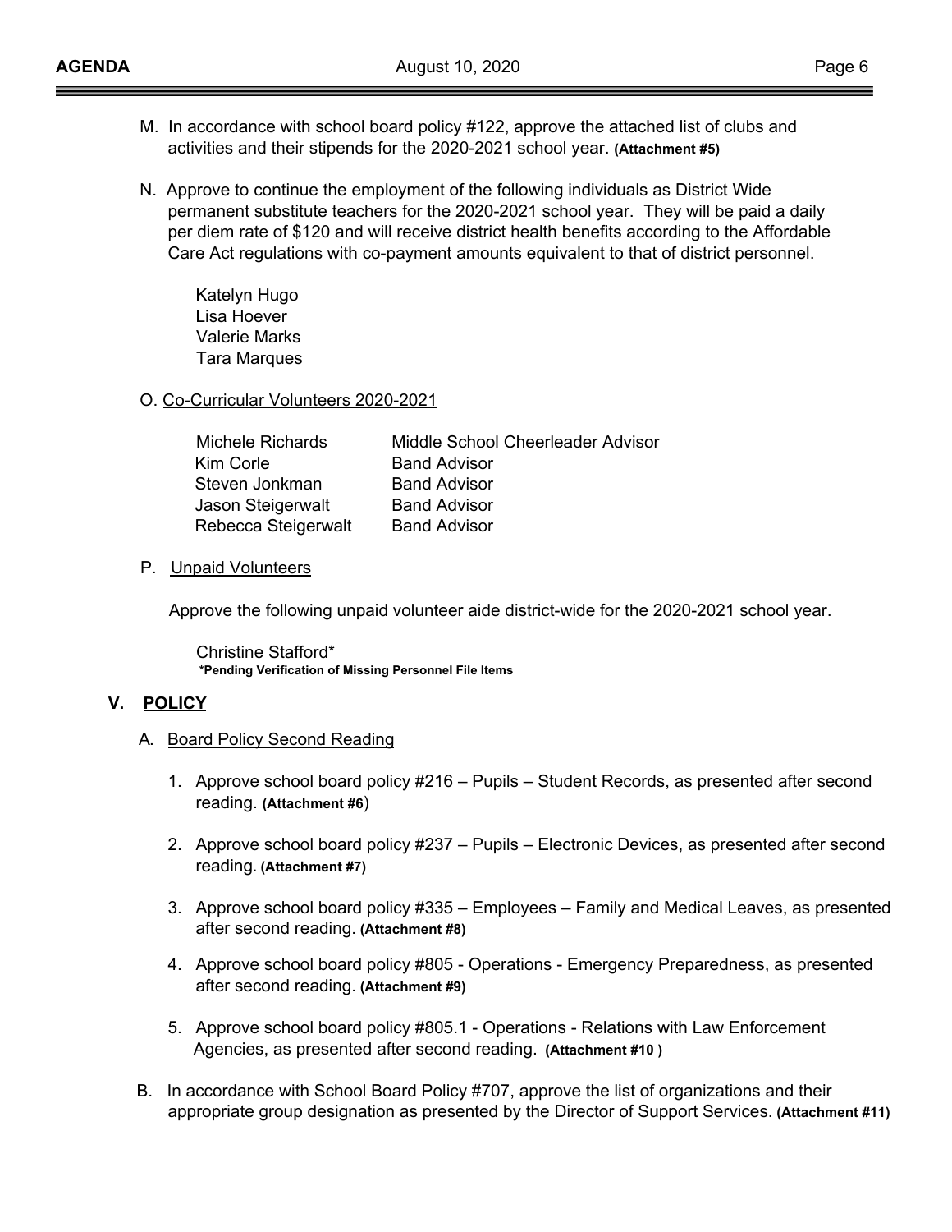M. In accordance with school board policy #122, approve the attached list of clubs and activities and their stipends for the 2020-2021 school year. **(Attachment #5)**

N. Approve to continue the employment of the following individuals as District Wide permanent substitute teachers for the 2020-2021 school year. They will be paid a daily per diem rate of $120 and will receive district health benefits according to the Affordable Care Act regulations with co-payment amounts equivalent to that of district personnel.

Katelyn Hugo
Lisa Hoever
Valerie Marks
Tara Marques

O. Co-Curricular Volunteers 2020-2021

| | |
|---|---|
| Michele Richards | Middle School Cheerleader Advisor |
| Kim Corle | Band Advisor |
| Steven Jonkman | Band Advisor |
| Jason Steigerwalt | Band Advisor |
| Rebecca Steigerwalt | Band Advisor |

P. Unpaid Volunteers

Approve the following unpaid volunteer aide district-wide for the 2020-2021 school year.

Christine Stafford*
**\*Pending Verification of Missing Personnel File Items**

## V. POLICY

A. Board Policy Second Reading

1. Approve school board policy #216 – Pupils – Student Records, as presented after second reading. **(Attachment #6**)
2. Approve school board policy #237 – Pupils – Electronic Devices, as presented after second reading**. (Attachment #7)**
3. Approve school board policy #335 – Employees – Family and Medical Leaves, as presented after second reading. **(Attachment #8)**
4. Approve school board policy #805 - Operations - Emergency Preparedness, as presented after second reading. **(Attachment #9)**
5. Approve school board policy #805.1 - Operations - Relations with Law Enforcement Agencies, as presented after second reading. **(Attachment #10 )**

B. In accordance with School Board Policy #707, approve the list of organizations and their appropriate group designation as presented by the Director of Support Services. **(Attachment #11)**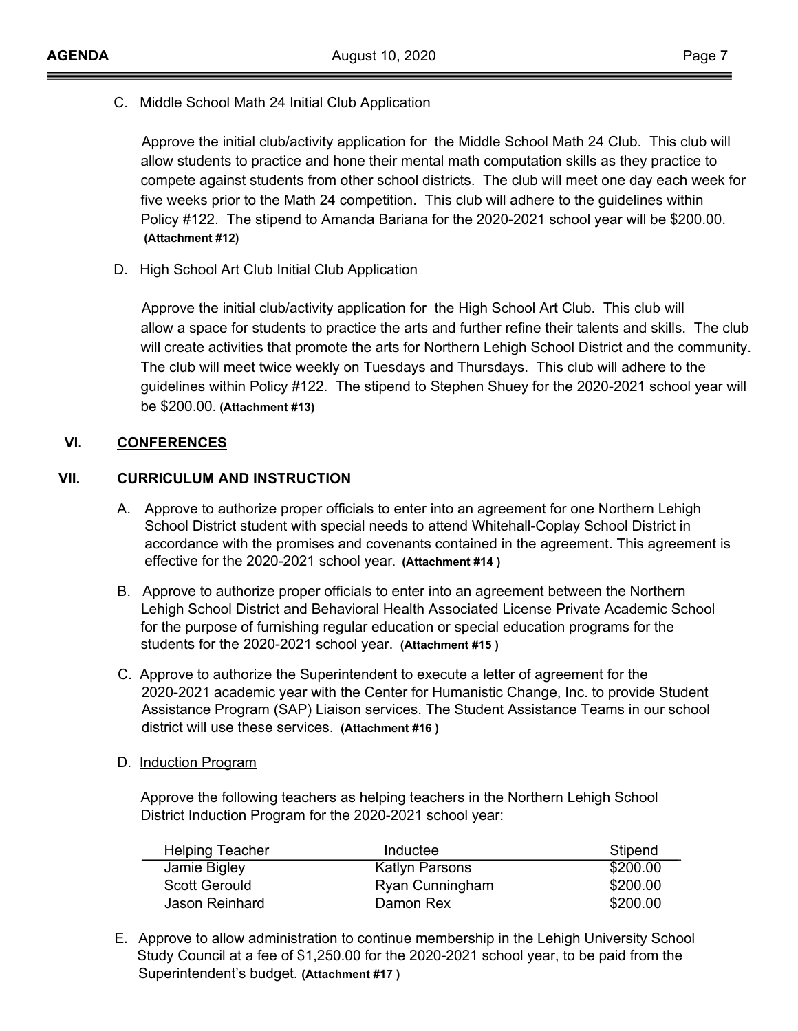C. Middle School Math 24 Initial Club Application

Approve the initial club/activity application for the Middle School Math 24 Club. This club will allow students to practice and hone their mental math computation skills as they practice to compete against students from other school districts. The club will meet one day each week for five weeks prior to the Math 24 competition. This club will adhere to the guidelines within Policy #122. The stipend to Amanda Bariana for the 2020-2021 school year will be $200.00. **(Attachment #12)**

D. High School Art Club Initial Club Application

Approve the initial club/activity application for the High School Art Club. This club will allow a space for students to practice the arts and further refine their talents and skills. The club will create activities that promote the arts for Northern Lehigh School District and the community. The club will meet twice weekly on Tuesdays and Thursdays. This club will adhere to the guidelines within Policy #122. The stipend to Stephen Shuey for the 2020-2021 school year will be $200.00. **(Attachment #13)**

## VI. CONFERENCES

## VII. CURRICULUM AND INSTRUCTION

A. Approve to authorize proper officials to enter into an agreement for one Northern Lehigh School District student with special needs to attend Whitehall-Coplay School District in accordance with the promises and covenants contained in the agreement. This agreement is effective for the 2020-2021 school year. **(Attachment #14 )**

B. Approve to authorize proper officials to enter into an agreement between the Northern Lehigh School District and Behavioral Health Associated License Private Academic School for the purpose of furnishing regular education or special education programs for the students for the 2020-2021 school year. **(Attachment #15 )**

C. Approve to authorize the Superintendent to execute a letter of agreement for the 2020-2021 academic year with the Center for Humanistic Change, Inc. to provide Student Assistance Program (SAP) Liaison services. The Student Assistance Teams in our school district will use these services. **(Attachment #16 )**

D. Induction Program

Approve the following teachers as helping teachers in the Northern Lehigh School District Induction Program for the 2020-2021 school year:

| Helping Teacher | Inductee | Stipend |
| --- | --- | --- |
| Jamie Bigley | Katlyn Parsons | $200.00 |
| Scott Gerould | Ryan Cunningham | $200.00 |
| Jason Reinhard | Damon Rex | $200.00 |

E. Approve to allow administration to continue membership in the Lehigh University School Study Council at a fee of $1,250.00 for the 2020-2021 school year, to be paid from the Superintendent's budget. **(Attachment #17 )**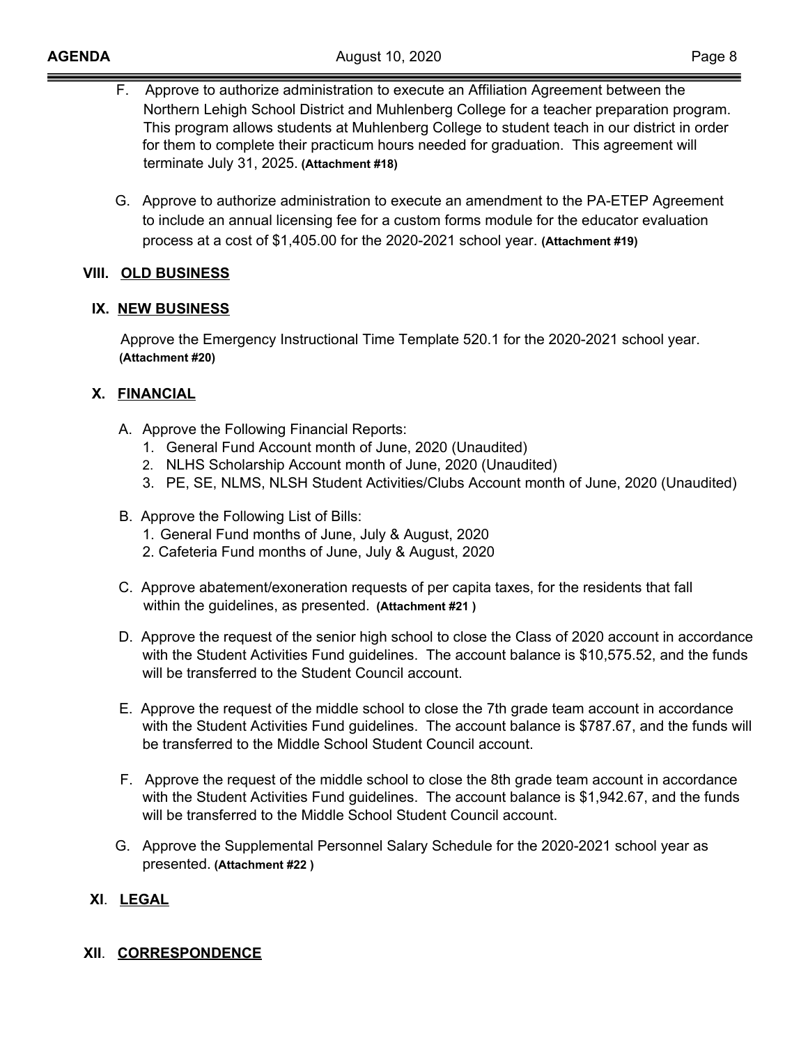F. Approve to authorize administration to execute an Affiliation Agreement between the Northern Lehigh School District and Muhlenberg College for a teacher preparation program. This program allows students at Muhlenberg College to student teach in our district in order for them to complete their practicum hours needed for graduation. This agreement will terminate July 31, 2025. **(Attachment #18)**

G. Approve to authorize administration to execute an amendment to the PA-ETEP Agreement to include an annual licensing fee for a custom forms module for the educator evaluation process at a cost of $1,405.00 for the 2020-2021 school year. **(Attachment #19)**

## VIII. OLD BUSINESS

## IX. NEW BUSINESS

Approve the Emergency Instructional Time Template 520.1 for the 2020-2021 school year. **(Attachment #20)**

## X. FINANCIAL

A. Approve the Following Financial Reports:
   1. General Fund Account month of June, 2020 (Unaudited)
   2. NLHS Scholarship Account month of June, 2020 (Unaudited)
   3. PE, SE, NLMS, NLSH Student Activities/Clubs Account month of June, 2020 (Unaudited)

B. Approve the Following List of Bills:
   1. General Fund months of June, July & August, 2020
   2. Cafeteria Fund months of June, July & August, 2020

C. Approve abatement/exoneration requests of per capita taxes, for the residents that fall within the guidelines, as presented. **(Attachment #21 )**

D. Approve the request of the senior high school to close the Class of 2020 account in accordance with the Student Activities Fund guidelines. The account balance is $10,575.52, and the funds will be transferred to the Student Council account.

E. Approve the request of the middle school to close the 7th grade team account in accordance with the Student Activities Fund guidelines. The account balance is $787.67, and the funds will be transferred to the Middle School Student Council account.

F. Approve the request of the middle school to close the 8th grade team account in accordance with the Student Activities Fund guidelines. The account balance is $1,942.67, and the funds will be transferred to the Middle School Student Council account.

G. Approve the Supplemental Personnel Salary Schedule for the 2020-2021 school year as presented. **(Attachment #22 )**

## XI. LEGAL

## XII. CORRESPONDENCE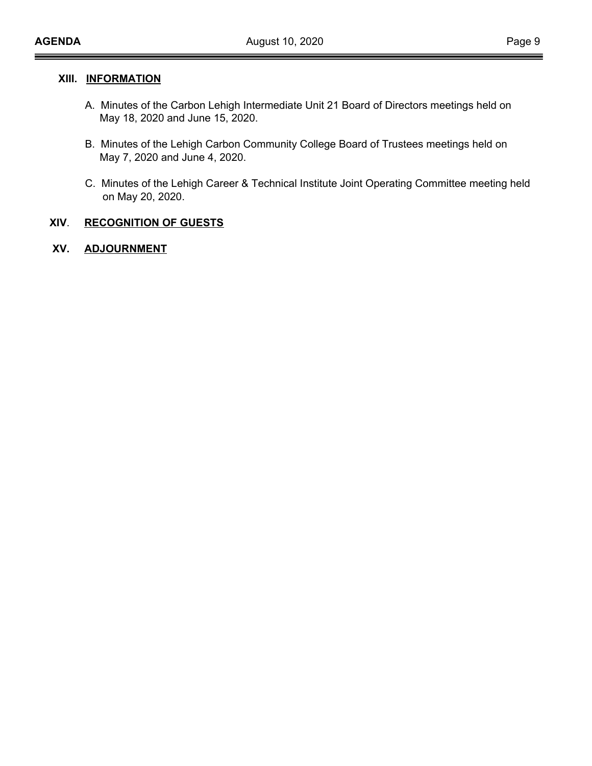## XIII. INFORMATION

A. Minutes of the Carbon Lehigh Intermediate Unit 21 Board of Directors meetings held on May 18, 2020 and June 15, 2020.

B. Minutes of the Lehigh Carbon Community College Board of Trustees meetings held on May 7, 2020 and June 4, 2020.

C. Minutes of the Lehigh Career & Technical Institute Joint Operating Committee meeting held on May 20, 2020.

## XIV. RECOGNITION OF GUESTS

## XV. ADJOURNMENT